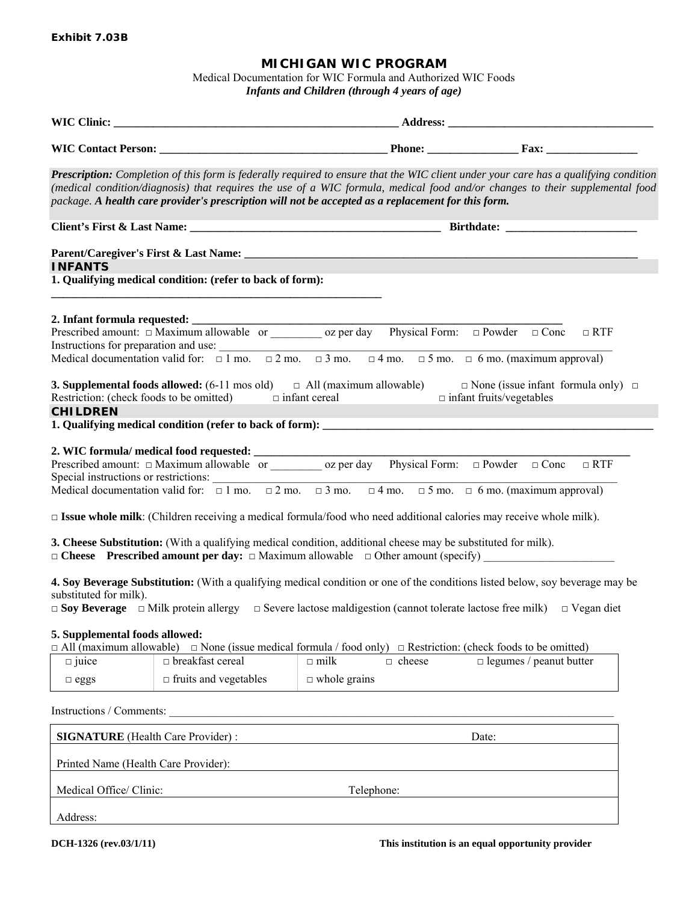**Exhibit 7.03B**

# MICHIGAN WIC PROGRAM

Medical Documentation for WIC Formula and Authorized WIC Foods
***Infants and Children (through 4 years of age)***

**WIC Clinic:** ______________________________ **Address:** ______________________________

**WIC Contact Person:** ______________________________ **Phone:** ______________ **Fax:** ______________

***Prescription:*** *Completion of this form is federally required to ensure that the WIC client under your care has a qualifying condition (medical condition/diagnosis) that requires the use of a WIC formula, medical food and/or changes to their supplemental food package.* ***A health care provider's prescription will not be accepted as a replacement for this form.***

**Client's First & Last Name:** ______________________________ **Birthdate:** ______________

**Parent/Caregiver's First & Last Name:** ______________________________

## INFANTS

**1. Qualifying medical condition: (refer to back of form):**

______________________________

**2. Infant formula requested:** ______________________________

Prescribed amount: □ Maximum allowable or ________ oz per day Physical Form: □ Powder □ Conc □ RTF

Instructions for preparation and use: ______________________________

Medical documentation valid for: □ 1 mo. □ 2 mo. □ 3 mo. □ 4 mo. □ 5 mo. □ 6 mo. (maximum approval)

**3. Supplemental foods allowed:** (6-11 mos old) □ All (maximum allowable) □ None (issue infant formula only) □ Restriction: (check foods to be omitted) □ infant cereal □ infant fruits/vegetables

## CHILDREN

**1. Qualifying medical condition (refer to back of form):** ______________________________

**2. WIC formula/ medical food requested:** ______________________________

Prescribed amount: □ Maximum allowable or ________ oz per day Physical Form: □ Powder □ Conc □ RTF

Special instructions or restrictions: ______________________________

Medical documentation valid for: □ 1 mo. □ 2 mo. □ 3 mo. □ 4 mo. □ 5 mo. □ 6 mo. (maximum approval)

□ **Issue whole milk**: (Children receiving a medical formula/food who need additional calories may receive whole milk).

**3. Cheese Substitution:** (With a qualifying medical condition, additional cheese may be substituted for milk).

□ **Cheese Prescribed amount per day:** □ Maximum allowable □ Other amount (specify) ______________

**4. Soy Beverage Substitution:** (With a qualifying medical condition or one of the conditions listed below, soy beverage may be substituted for milk).

□ **Soy Beverage** □ Milk protein allergy □ Severe lactose maldigestion (cannot tolerate lactose free milk) □ Vegan diet

**5. Supplemental foods allowed:**

□ All (maximum allowable) □ None (issue medical formula / food only) □ Restriction: (check foods to be omitted)

| | | | | |
|---|---|---|---|---|
| □ juice | □ breakfast cereal | □ milk | □ cheese | □ legumes / peanut butter |
| □ eggs | □ fruits and vegetables | □ whole grains | | |

Instructions / Comments: ______________________________

| | |
|---|---|
| **SIGNATURE** (Health Care Provider) : | Date: |
| Printed Name (Health Care Provider): | |
| Medical Office/ Clinic: | Telephone: |
| Address: | |

**DCH-1326 (rev.03/1/11)** **This institution is an equal opportunity provider**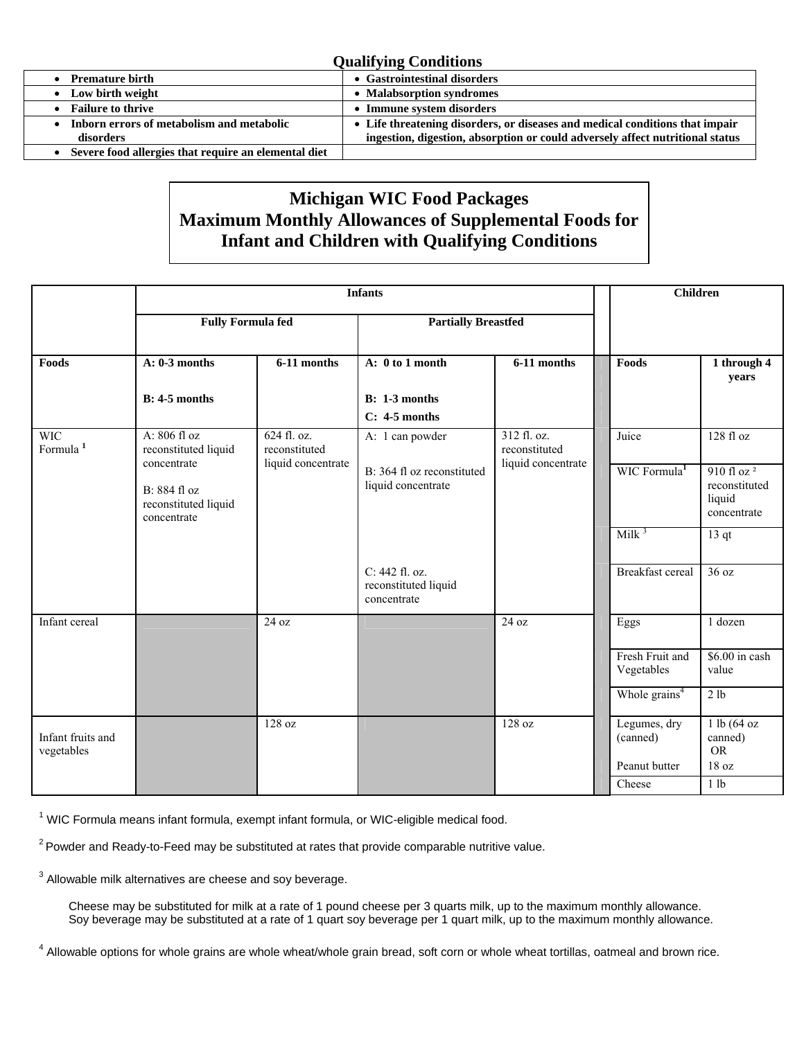## Qualifying Conditions

| | |
|---|---|
| • **Premature birth** | • **Gastrointestinal disorders** |
| • **Low birth weight** | • **Malabsorption syndromes** |
| • **Failure to thrive** | • **Immune system disorders** |
| • **Inborn errors of metabolism and metabolic disorders** | • **Life threatening disorders, or diseases and medical conditions that impair ingestion, digestion, absorption or could adversely affect nutritional status** |
| • **Severe food allergies that require an elemental diet** | |

# Michigan WIC Food Packages
# Maximum Monthly Allowances of Supplemental Foods for Infant and Children with Qualifying Conditions

| | **Infants** | | | | **Children** | |
|---|---|---|---|---|---|---|
| | **Fully Formula fed** | | **Partially Breastfed** | | | |
| **Foods** | **A: 0-3 months**<br><br>**B: 4-5 months** | **6-11 months** | **A: 0 to 1 month**<br><br>**B: 1-3 months**<br>**C: 4-5 months** | **6-11 months** | **Foods** | **1 through 4 years** |
| WIC Formula [1] | A: 806 fl oz reconstituted liquid concentrate<br><br>B: 884 fl oz reconstituted liquid concentrate | 624 fl. oz. reconstituted liquid concentrate | A: 1 can powder<br><br>B: 364 fl oz reconstituted liquid concentrate<br><br>C: 442 fl. oz. reconstituted liquid concentrate | 312 fl. oz. reconstituted liquid concentrate | Juice | 128 fl oz |
| | | | | | WIC Formula[1] | 910 fl oz [2] reconstituted liquid concentrate |
| | | | | | Milk [3] | 13 qt |
| | | | | | Breakfast cereal | 36 oz |
| Infant cereal | | 24 oz | | 24 oz | Eggs | 1 dozen |
| | | | | | Fresh Fruit and Vegetables | $6.00 in cash value |
| | | | | | Whole grains[4] | 2 lb |
| Infant fruits and vegetables | | 128 oz | | 128 oz | Legumes, dry (canned)<br><br>Peanut butter | 1 lb (64 oz canned)<br>OR<br>18 oz |
| | | | | | Cheese | 1 lb |

[1] WIC Formula means infant formula, exempt infant formula, or WIC-eligible medical food.

[2] Powder and Ready-to-Feed may be substituted at rates that provide comparable nutritive value.

[3] Allowable milk alternatives are cheese and soy beverage.

Cheese may be substituted for milk at a rate of 1 pound cheese per 3 quarts milk, up to the maximum monthly allowance.
Soy beverage may be substituted at a rate of 1 quart soy beverage per 1 quart milk, up to the maximum monthly allowance.

[4] Allowable options for whole grains are whole wheat/whole grain bread, soft corn or whole wheat tortillas, oatmeal and brown rice.